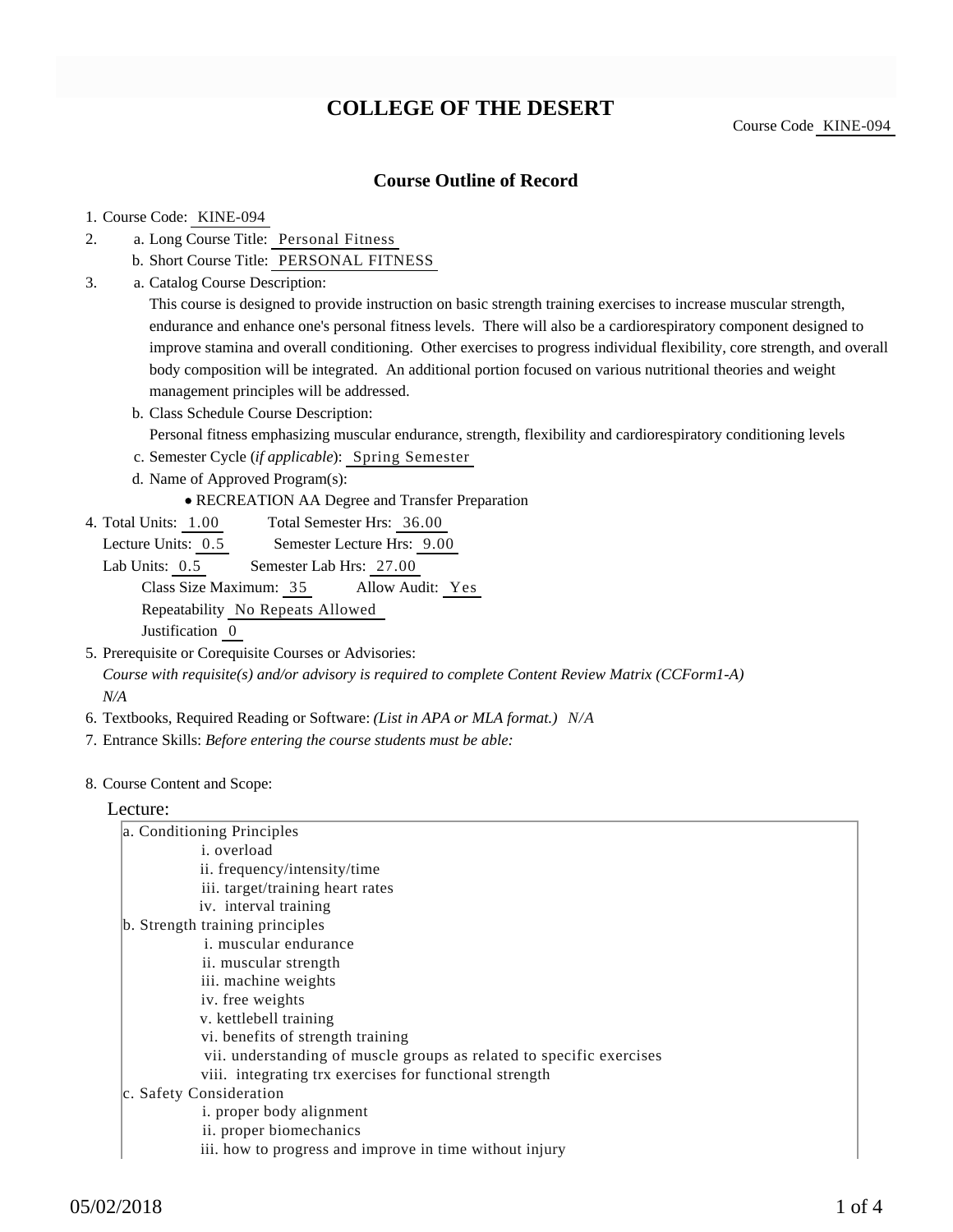# COLLEGE OF THE DESERT

Course Code KINE-094

## Course Outline of Record

1. Course Code: KINE-094
2. a. Long Course Title: Personal Fitness
   b. Short Course Title: PERSONAL FITNESS
3. a. Catalog Course Description:
   This course is designed to provide instruction on basic strength training exercises to increase muscular strength, endurance and enhance one's personal fitness levels. There will also be a cardiorespiratory component designed to improve stamina and overall conditioning. Other exercises to progress individual flexibility, core strength, and overall body composition will be integrated. An additional portion focused on various nutritional theories and weight management principles will be addressed.
   b. Class Schedule Course Description:
   Personal fitness emphasizing muscular endurance, strength, flexibility and cardiorespiratory conditioning levels
   c. Semester Cycle (*if applicable*): Spring Semester
   d. Name of Approved Program(s):
      - RECREATION AA Degree and Transfer Preparation
4. Total Units: 1.00 Total Semester Hrs: 36.00
   Lecture Units: 0.5 Semester Lecture Hrs: 9.00
   Lab Units: 0.5 Semester Lab Hrs: 27.00
   Class Size Maximum: 35 Allow Audit: Yes
   Repeatability No Repeats Allowed
   Justification 0
5. Prerequisite or Corequisite Courses or Advisories:
   *Course with requisite(s) and/or advisory is required to complete Content Review Matrix (CCForm1-A)*
   *N/A*
6. Textbooks, Required Reading or Software: *(List in APA or MLA format.) N/A*
7. Entrance Skills: *Before entering the course students must be able:*
8. Course Content and Scope:

Lecture:

a. Conditioning Principles
   - i. overload
   - ii. frequency/intensity/time
   - iii. target/training heart rates
   - iv. interval training

b. Strength training principles
   - i. muscular endurance
   - ii. muscular strength
   - iii. machine weights
   - iv. free weights
   - v. kettlebell training
   - vi. benefits of strength training
   - vii. understanding of muscle groups as related to specific exercises
   - viii. integrating trx exercises for functional strength

c. Safety Consideration
   - i. proper body alignment
   - ii. proper biomechanics
   - iii. how to progress and improve in time without injury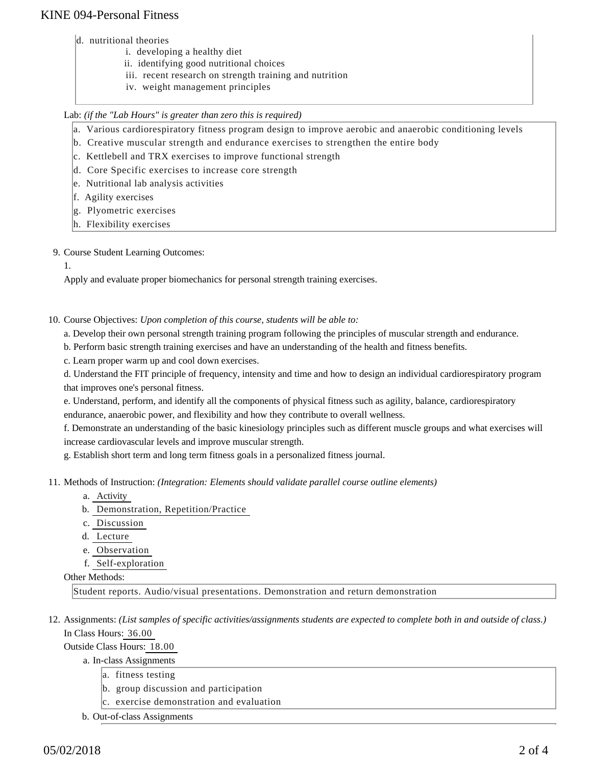d. nutritional theories
   i. developing a healthy diet
   ii. identifying good nutritional choices
   iii. recent research on strength training and nutrition
   iv. weight management principles

Lab: *(if the "Lab Hours" is greater than zero this is required)*

a. Various cardiorespiratory fitness program design to improve aerobic and anaerobic conditioning levels
b. Creative muscular strength and endurance exercises to strengthen the entire body
c. Kettlebell and TRX exercises to improve functional strength
d. Core Specific exercises to increase core strength
e. Nutritional lab analysis activities
f. Agility exercises
g. Plyometric exercises
h. Flexibility exercises

9. Course Student Learning Outcomes:

1.

Apply and evaluate proper biomechanics for personal strength training exercises.

10. Course Objectives: *Upon completion of this course, students will be able to:*

a. Develop their own personal strength training program following the principles of muscular strength and endurance.
b. Perform basic strength training exercises and have an understanding of the health and fitness benefits.
c. Learn proper warm up and cool down exercises.
d. Understand the FIT principle of frequency, intensity and time and how to design an individual cardiorespiratory program that improves one's personal fitness.
e. Understand, perform, and identify all the components of physical fitness such as agility, balance, cardiorespiratory endurance, anaerobic power, and flexibility and how they contribute to overall wellness.
f. Demonstrate an understanding of the basic kinesiology principles such as different muscle groups and what exercises will increase cardiovascular levels and improve muscular strength.
g. Establish short term and long term fitness goals in a personalized fitness journal.

11. Methods of Instruction: *(Integration: Elements should validate parallel course outline elements)*

a. Activity
b. Demonstration, Repetition/Practice
c. Discussion
d. Lecture
e. Observation
f. Self-exploration

Other Methods:

Student reports. Audio/visual presentations. Demonstration and return demonstration

12. Assignments: *(List samples of specific activities/assignments students are expected to complete both in and outside of class.)*

In Class Hours: 36.00

Outside Class Hours: 18.00

a. In-class Assignments

a. fitness testing
b. group discussion and participation
c. exercise demonstration and evaluation

b. Out-of-class Assignments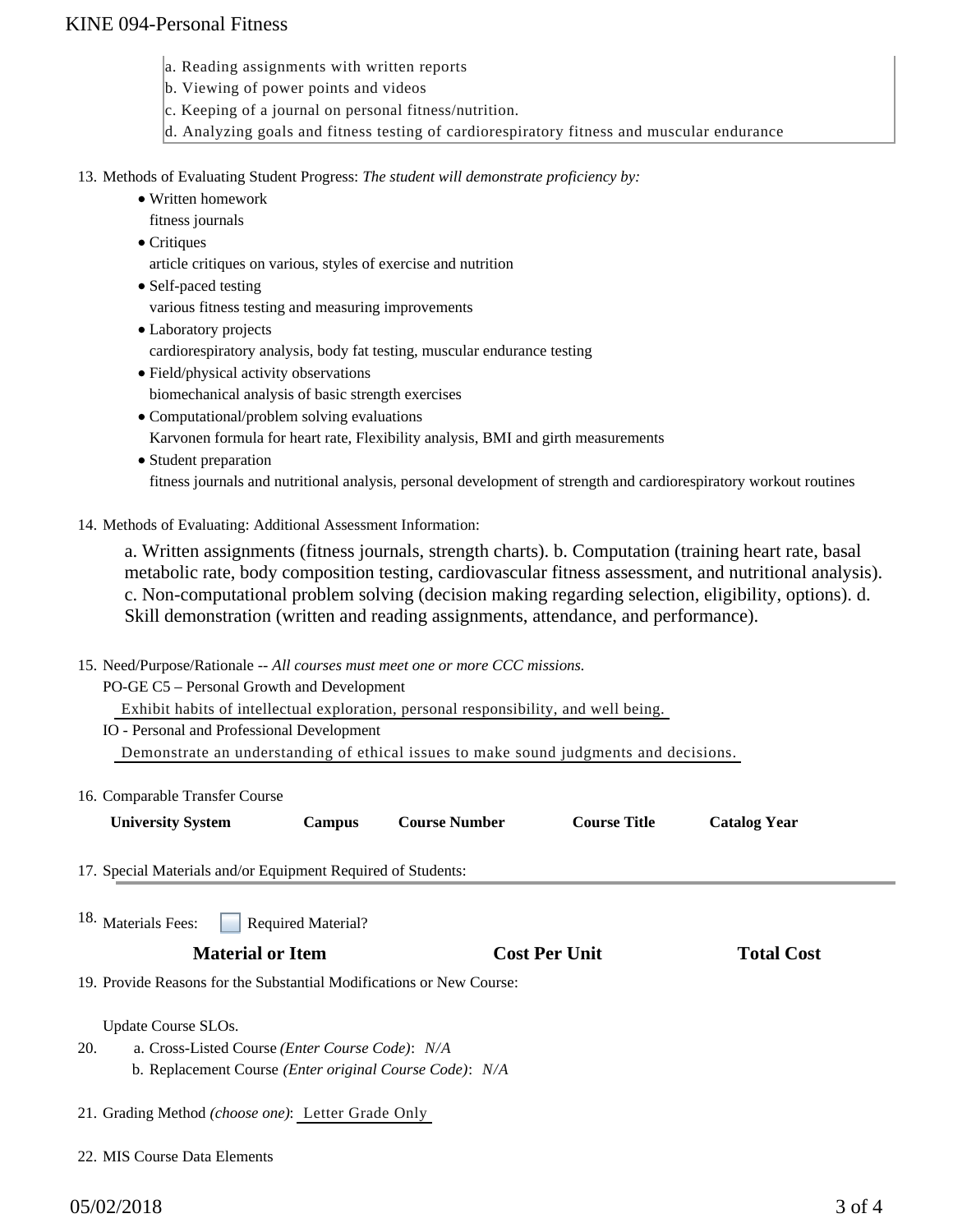a. Reading assignments with written reports
b. Viewing of power points and videos
c. Keeping of a journal on personal fitness/nutrition.
d. Analyzing goals and fitness testing of cardiorespiratory fitness and muscular endurance

13. Methods of Evaluating Student Progress: *The student will demonstrate proficiency by:*
    - Written homework
      fitness journals
    - Critiques
      article critiques on various, styles of exercise and nutrition
    - Self-paced testing
      various fitness testing and measuring improvements
    - Laboratory projects
      cardiorespiratory analysis, body fat testing, muscular endurance testing
    - Field/physical activity observations
      biomechanical analysis of basic strength exercises
    - Computational/problem solving evaluations
      Karvonen formula for heart rate, Flexibility analysis, BMI and girth measurements
    - Student preparation
      fitness journals and nutritional analysis, personal development of strength and cardiorespiratory workout routines

14. Methods of Evaluating: Additional Assessment Information:

    a. Written assignments (fitness journals, strength charts). b. Computation (training heart rate, basal metabolic rate, body composition testing, cardiovascular fitness assessment, and nutritional analysis). c. Non-computational problem solving (decision making regarding selection, eligibility, options). d. Skill demonstration (written and reading assignments, attendance, and performance).

15. Need/Purpose/Rationale -- *All courses must meet one or more CCC missions.*
    PO-GE C5 – Personal Growth and Development
    Exhibit habits of intellectual exploration, personal responsibility, and well being.
    IO - Personal and Professional Development
    Demonstrate an understanding of ethical issues to make sound judgments and decisions.

16. Comparable Transfer Course

| University System | Campus | Course Number | Course Title | Catalog Year |
|---|---|---|---|---|

17. Special Materials and/or Equipment Required of Students:

18. Materials Fees: ☐ Required Material?

| Material or Item | Cost Per Unit | Total Cost |
|---|---|---|

19. Provide Reasons for the Substantial Modifications or New Course:

    Update Course SLOs.

20. a. Cross-Listed Course *(Enter Course Code)*: *N/A*
    b. Replacement Course *(Enter original Course Code)*: *N/A*

21. Grading Method *(choose one)*: Letter Grade Only

22. MIS Course Data Elements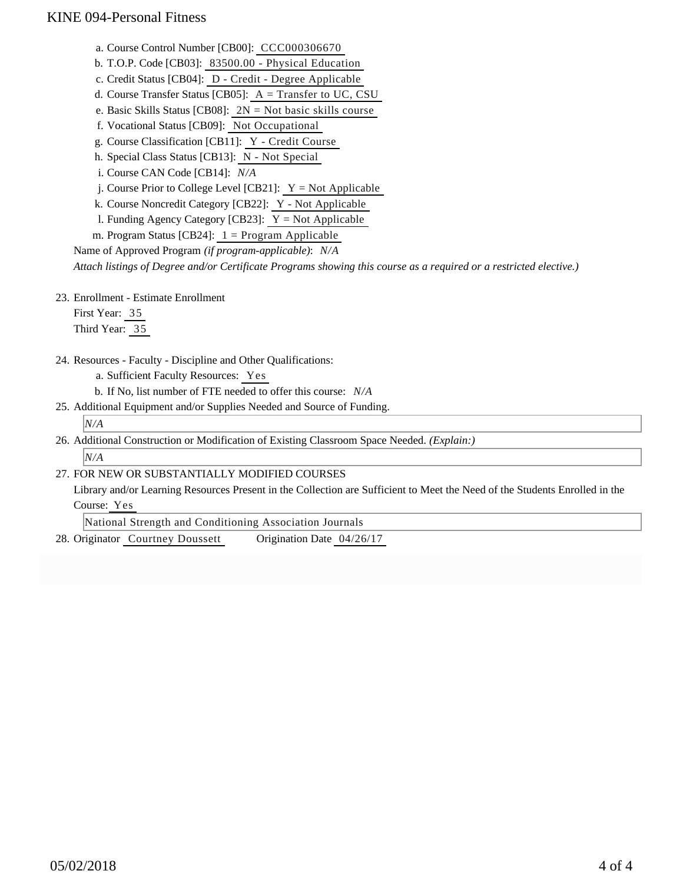a. Course Control Number [CB00]: CCC000306670
b. T.O.P. Code [CB03]: 83500.00 - Physical Education
c. Credit Status [CB04]: D - Credit - Degree Applicable
d. Course Transfer Status [CB05]: A = Transfer to UC, CSU
e. Basic Skills Status [CB08]: 2N = Not basic skills course
f. Vocational Status [CB09]: Not Occupational
g. Course Classification [CB11]: Y - Credit Course
h. Special Class Status [CB13]: N - Not Special
i. Course CAN Code [CB14]: *N/A*
j. Course Prior to College Level [CB21]: Y = Not Applicable
k. Course Noncredit Category [CB22]: Y - Not Applicable
l. Funding Agency Category [CB23]: Y = Not Applicable
m. Program Status [CB24]: 1 = Program Applicable

Name of Approved Program *(if program-applicable)*: *N/A*

*Attach listings of Degree and/or Certificate Programs showing this course as a required or a restricted elective.)*

23. Enrollment - Estimate Enrollment
    First Year: 35
    Third Year: 35

24. Resources - Faculty - Discipline and Other Qualifications:
    a. Sufficient Faculty Resources: Yes
    b. If No, list number of FTE needed to offer this course: *N/A*

25. Additional Equipment and/or Supplies Needed and Source of Funding.
    *N/A*

26. Additional Construction or Modification of Existing Classroom Space Needed. *(Explain:)*
    *N/A*

27. FOR NEW OR SUBSTANTIALLY MODIFIED COURSES
    Library and/or Learning Resources Present in the Collection are Sufficient to Meet the Need of the Students Enrolled in the Course: Yes
    National Strength and Conditioning Association Journals

28. Originator Courtney Doussett Origination Date 04/26/17